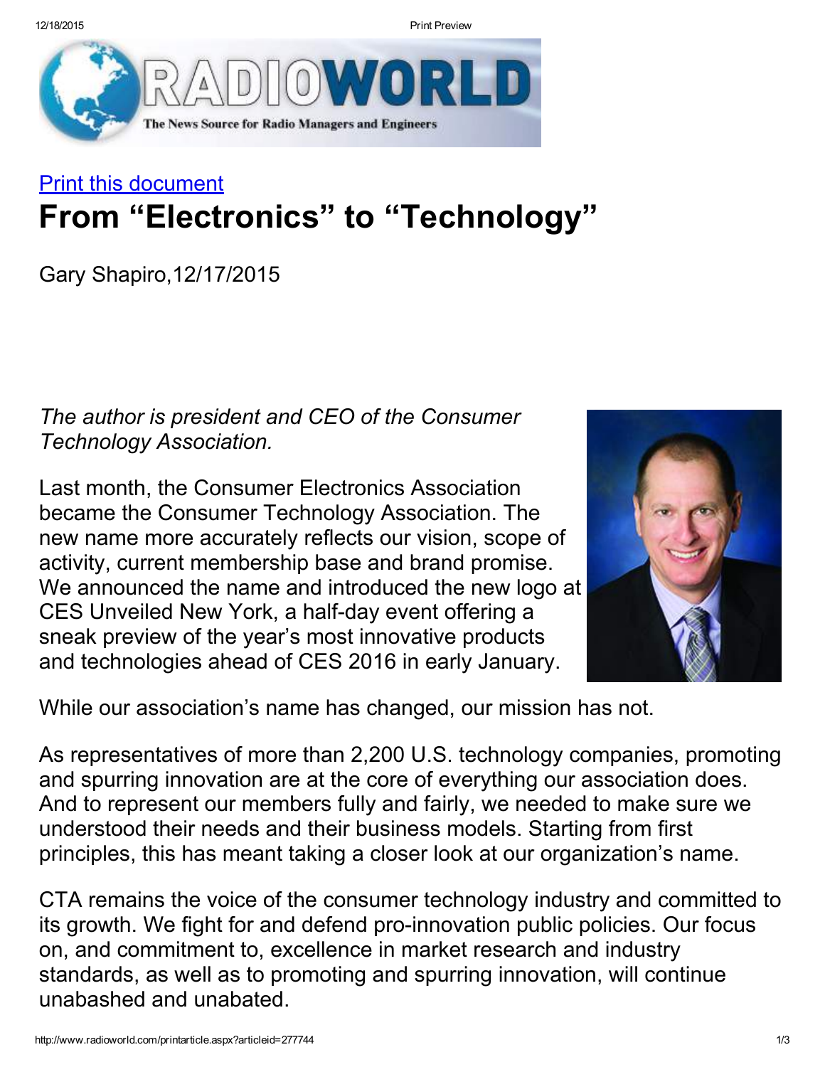Print this document

# From "Electronics" to "Technology"

Gary Shapiro,12/17/2015

*The author is president and CEO of the Consumer Technology Association.*

Last month, the Consumer Electronics Association became the Consumer Technology Association. The new name more accurately reflects our vision, scope of activity, current membership base and brand promise. We announced the name and introduced the new logo at CES Unveiled New York, a half-day event offering a sneak preview of the year's most innovative products and technologies ahead of CES 2016 in early January.

While our association's name has changed, our mission has not.

As representatives of more than 2,200 U.S. technology companies, promoting and spurring innovation are at the core of everything our association does. And to represent our members fully and fairly, we needed to make sure we understood their needs and their business models. Starting from first principles, this has meant taking a closer look at our organization's name.

CTA remains the voice of the consumer technology industry and committed to its growth. We fight for and defend pro-innovation public policies. Our focus on, and commitment to, excellence in market research and industry standards, as well as to promoting and spurring innovation, will continue unabashed and unabated.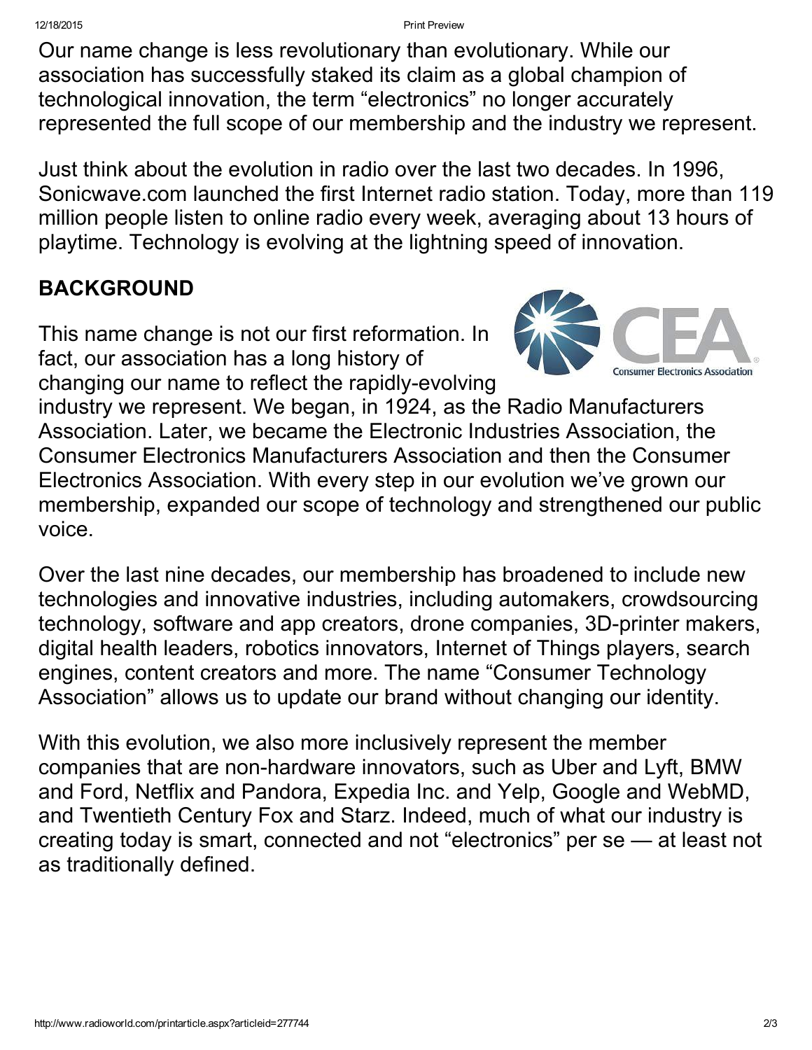Our name change is less revolutionary than evolutionary. While our association has successfully staked its claim as a global champion of technological innovation, the term "electronics" no longer accurately represented the full scope of our membership and the industry we represent.

Just think about the evolution in radio over the last two decades. In 1996, Sonicwave.com launched the first Internet radio station. Today, more than 119 million people listen to online radio every week, averaging about 13 hours of playtime. Technology is evolving at the lightning speed of innovation.

## BACKGROUND

This name change is not our first reformation. In fact, our association has a long history of changing our name to reflect the rapidly-evolving industry we represent. We began, in 1924, as the Radio Manufacturers Association. Later, we became the Electronic Industries Association, the Consumer Electronics Manufacturers Association and then the Consumer Electronics Association. With every step in our evolution we've grown our membership, expanded our scope of technology and strengthened our public voice.

Over the last nine decades, our membership has broadened to include new technologies and innovative industries, including automakers, crowdsourcing technology, software and app creators, drone companies, 3D-printer makers, digital health leaders, robotics innovators, Internet of Things players, search engines, content creators and more. The name "Consumer Technology Association" allows us to update our brand without changing our identity.

With this evolution, we also more inclusively represent the member companies that are non-hardware innovators, such as Uber and Lyft, BMW and Ford, Netflix and Pandora, Expedia Inc. and Yelp, Google and WebMD, and Twentieth Century Fox and Starz. Indeed, much of what our industry is creating today is smart, connected and not "electronics" per se — at least not as traditionally defined.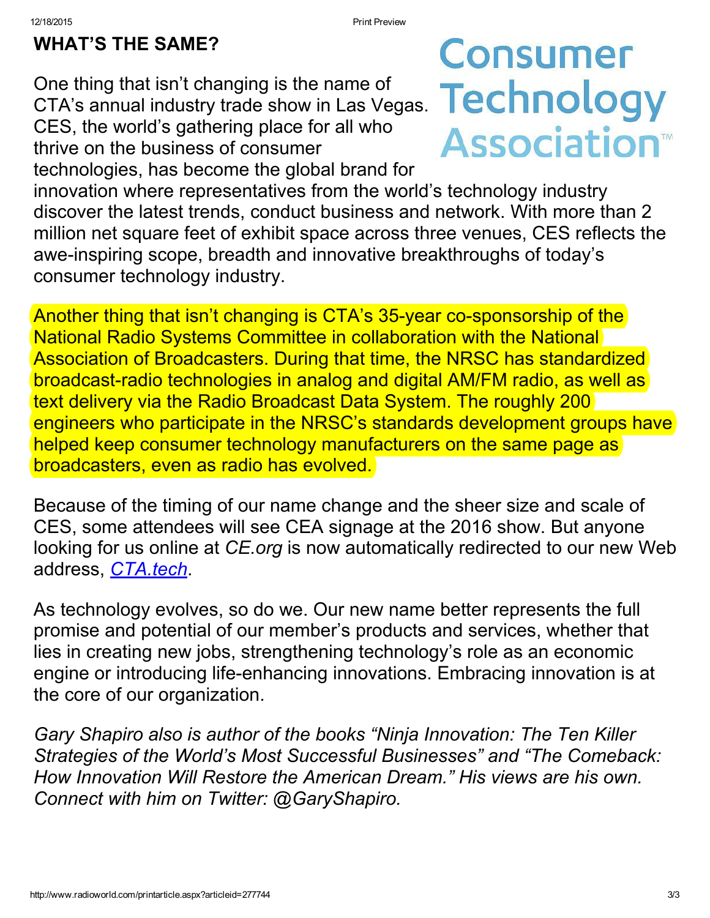## WHAT'S THE SAME?

Consumer Technology Association™

One thing that isn't changing is the name of CTA's annual industry trade show in Las Vegas. CES, the world's gathering place for all who thrive on the business of consumer technologies, has become the global brand for innovation where representatives from the world's technology industry discover the latest trends, conduct business and network. With more than 2 million net square feet of exhibit space across three venues, CES reflects the awe-inspiring scope, breadth and innovative breakthroughs of today's consumer technology industry.

Another thing that isn't changing is CTA's 35-year co-sponsorship of the National Radio Systems Committee in collaboration with the National Association of Broadcasters. During that time, the NRSC has standardized broadcast-radio technologies in analog and digital AM/FM radio, as well as text delivery via the Radio Broadcast Data System. The roughly 200 engineers who participate in the NRSC's standards development groups have helped keep consumer technology manufacturers on the same page as broadcasters, even as radio has evolved.

Because of the timing of our name change and the sheer size and scale of CES, some attendees will see CEA signage at the 2016 show. But anyone looking for us online at *CE.org* is now automatically redirected to our new Web address, *CTA.tech*.

As technology evolves, so do we. Our new name better represents the full promise and potential of our member's products and services, whether that lies in creating new jobs, strengthening technology's role as an economic engine or introducing life-enhancing innovations. Embracing innovation is at the core of our organization.

*Gary Shapiro also is author of the books "Ninja Innovation: The Ten Killer Strategies of the World's Most Successful Businesses" and "The Comeback: How Innovation Will Restore the American Dream." His views are his own. Connect with him on Twitter: @GaryShapiro.*